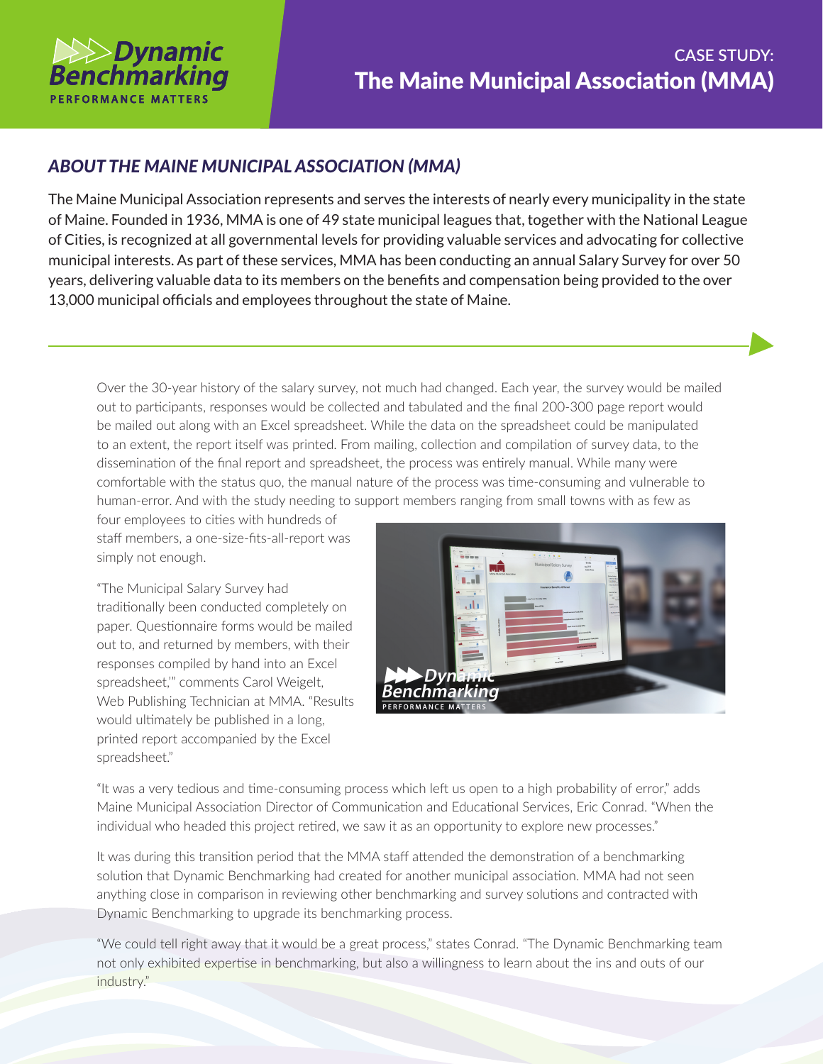# CASE STUDY: The Maine Municipal Association (MMA)

## ABOUT THE MAINE MUNICIPAL ASSOCIATION (MMA)

The Maine Municipal Association represents and serves the interests of nearly every municipality in the state of Maine. Founded in 1936, MMA is one of 49 state municipal leagues that, together with the National League of Cities, is recognized at all governmental levels for providing valuable services and advocating for collective municipal interests. As part of these services, MMA has been conducting an annual Salary Survey for over 50 years, delivering valuable data to its members on the benefits and compensation being provided to the over 13,000 municipal officials and employees throughout the state of Maine.

Over the 30-year history of the salary survey, not much had changed. Each year, the survey would be mailed out to participants, responses would be collected and tabulated and the final 200-300 page report would be mailed out along with an Excel spreadsheet. While the data on the spreadsheet could be manipulated to an extent, the report itself was printed. From mailing, collection and compilation of survey data, to the dissemination of the final report and spreadsheet, the process was entirely manual. While many were comfortable with the status quo, the manual nature of the process was time-consuming and vulnerable to human-error. And with the study needing to support members ranging from small towns with as few as four employees to cities with hundreds of staff members, a one-size-fits-all-report was simply not enough.

"The Municipal Salary Survey had traditionally been conducted completely on paper. Questionnaire forms would be mailed out to, and returned by members, with their responses compiled by hand into an Excel spreadsheet,'" comments Carol Weigelt, Web Publishing Technician at MMA. "Results would ultimately be published in a long, printed report accompanied by the Excel spreadsheet."

"It was a very tedious and time-consuming process which left us open to a high probability of error," adds Maine Municipal Association Director of Communication and Educational Services, Eric Conrad. "When the individual who headed this project retired, we saw it as an opportunity to explore new processes."

It was during this transition period that the MMA staff attended the demonstration of a benchmarking solution that Dynamic Benchmarking had created for another municipal association. MMA had not seen anything close in comparison in reviewing other benchmarking and survey solutions and contracted with Dynamic Benchmarking to upgrade its benchmarking process.

"We could tell right away that it would be a great process," states Conrad. "The Dynamic Benchmarking team not only exhibited expertise in benchmarking, but also a willingness to learn about the ins and outs of our industry."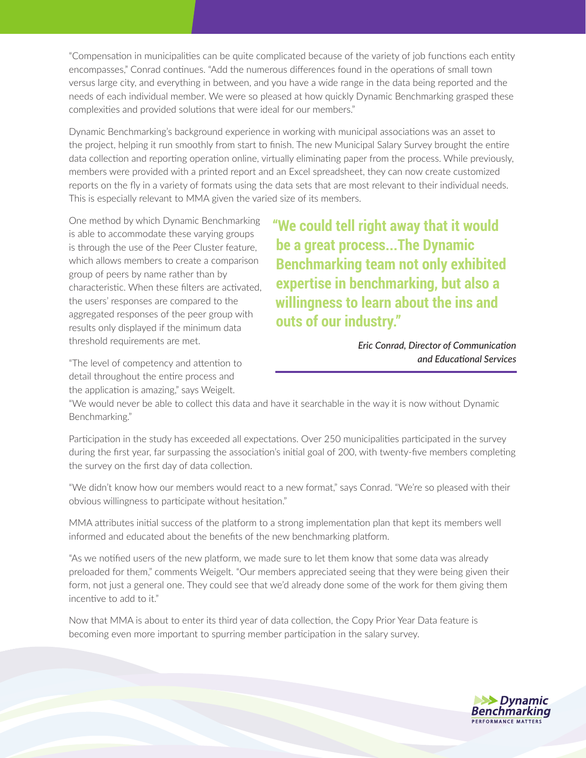"Compensation in municipalities can be quite complicated because of the variety of job functions each entity encompasses," Conrad continues. "Add the numerous differences found in the operations of small town versus large city, and everything in between, and you have a wide range in the data being reported and the needs of each individual member. We were so pleased at how quickly Dynamic Benchmarking grasped these complexities and provided solutions that were ideal for our members."

Dynamic Benchmarking's background experience in working with municipal associations was an asset to the project, helping it run smoothly from start to finish. The new Municipal Salary Survey brought the entire data collection and reporting operation online, virtually eliminating paper from the process. While previously, members were provided with a printed report and an Excel spreadsheet, they can now create customized reports on the fly in a variety of formats using the data sets that are most relevant to their individual needs. This is especially relevant to MMA given the varied size of its members.

One method by which Dynamic Benchmarking is able to accommodate these varying groups is through the use of the Peer Cluster feature, which allows members to create a comparison group of peers by name rather than by characteristic. When these filters are activated, the users' responses are compared to the aggregated responses of the peer group with results only displayed if the minimum data threshold requirements are met.

> **"We could tell right away that it would be a great process...The Dynamic Benchmarking team not only exhibited expertise in benchmarking, but also a willingness to learn about the ins and outs of our industry."**
>
> *Eric Conrad, Director of Communication and Educational Services*

"The level of competency and attention to detail throughout the entire process and the application is amazing," says Weigelt. "We would never be able to collect this data and have it searchable in the way it is now without Dynamic Benchmarking."

Participation in the study has exceeded all expectations. Over 250 municipalities participated in the survey during the first year, far surpassing the association's initial goal of 200, with twenty-five members completing the survey on the first day of data collection.

"We didn't know how our members would react to a new format," says Conrad. "We're so pleased with their obvious willingness to participate without hesitation."

MMA attributes initial success of the platform to a strong implementation plan that kept its members well informed and educated about the benefits of the new benchmarking platform.

"As we notified users of the new platform, we made sure to let them know that some data was already preloaded for them," comments Weigelt. "Our members appreciated seeing that they were being given their form, not just a general one. They could see that we'd already done some of the work for them giving them incentive to add to it."

Now that MMA is about to enter its third year of data collection, the Copy Prior Year Data feature is becoming even more important to spurring member participation in the salary survey.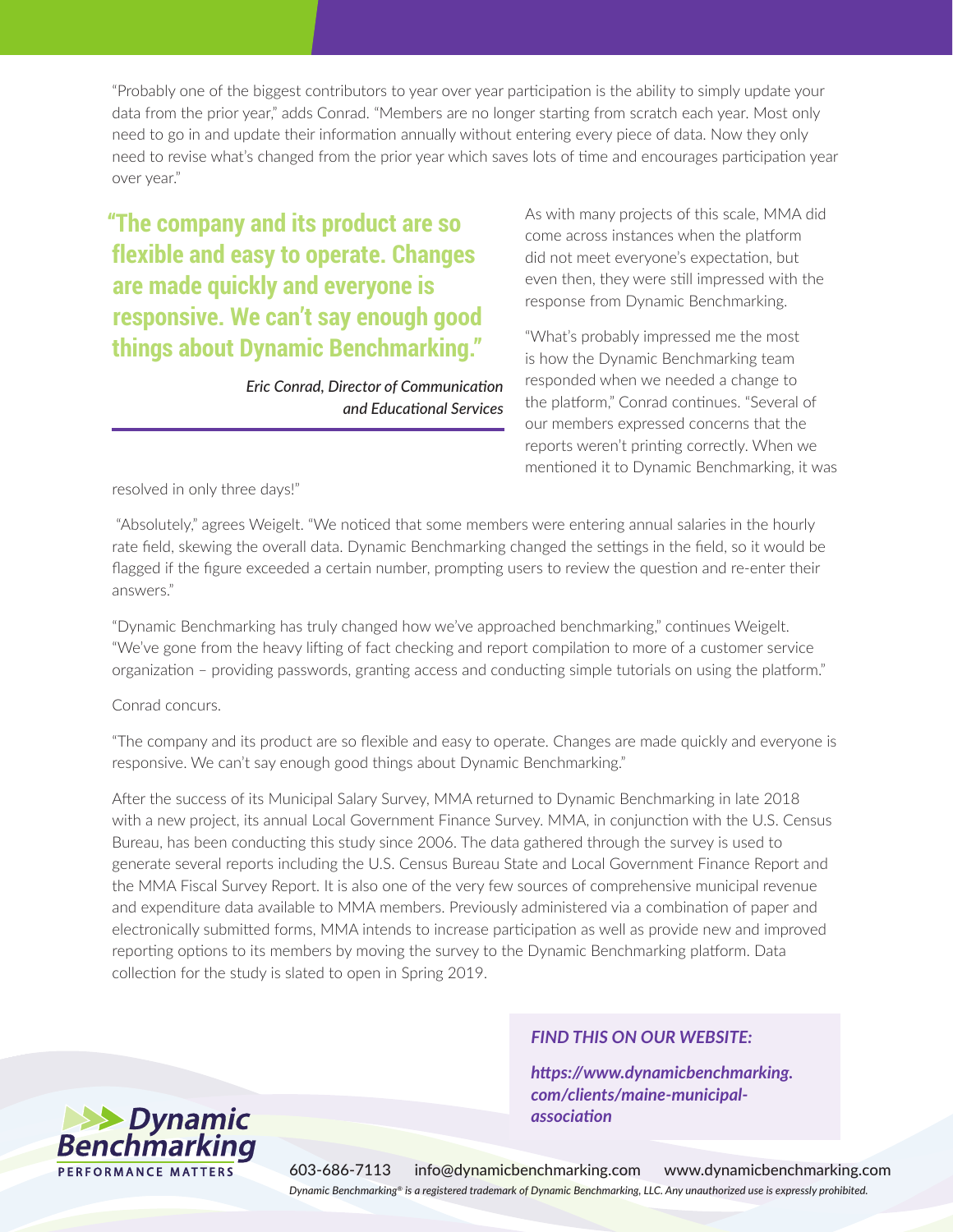"Probably one of the biggest contributors to year over year participation is the ability to simply update your data from the prior year," adds Conrad. "Members are no longer starting from scratch each year. Most only need to go in and update their information annually without entering every piece of data. Now they only need to revise what's changed from the prior year which saves lots of time and encourages participation year over year."

> **"The company and its product are so flexible and easy to operate. Changes are made quickly and everyone is responsive. We can't say enough good things about Dynamic Benchmarking."**
>
> *Eric Conrad, Director of Communication and Educational Services*

As with many projects of this scale, MMA did come across instances when the platform did not meet everyone's expectation, but even then, they were still impressed with the response from Dynamic Benchmarking.

"What's probably impressed me the most is how the Dynamic Benchmarking team responded when we needed a change to the platform," Conrad continues. "Several of our members expressed concerns that the reports weren't printing correctly. When we mentioned it to Dynamic Benchmarking, it was resolved in only three days!"

"Absolutely," agrees Weigelt. "We noticed that some members were entering annual salaries in the hourly rate field, skewing the overall data. Dynamic Benchmarking changed the settings in the field, so it would be flagged if the figure exceeded a certain number, prompting users to review the question and re-enter their answers."

"Dynamic Benchmarking has truly changed how we've approached benchmarking," continues Weigelt. "We've gone from the heavy lifting of fact checking and report compilation to more of a customer service organization – providing passwords, granting access and conducting simple tutorials on using the platform."

Conrad concurs.

"The company and its product are so flexible and easy to operate. Changes are made quickly and everyone is responsive. We can't say enough good things about Dynamic Benchmarking."

After the success of its Municipal Salary Survey, MMA returned to Dynamic Benchmarking in late 2018 with a new project, its annual Local Government Finance Survey. MMA, in conjunction with the U.S. Census Bureau, has been conducting this study since 2006. The data gathered through the survey is used to generate several reports including the U.S. Census Bureau State and Local Government Finance Report and the MMA Fiscal Survey Report. It is also one of the very few sources of comprehensive municipal revenue and expenditure data available to MMA members. Previously administered via a combination of paper and electronically submitted forms, MMA intends to increase participation as well as provide new and improved reporting options to its members by moving the survey to the Dynamic Benchmarking platform. Data collection for the study is slated to open in Spring 2019.

***FIND THIS ON OUR WEBSITE:***

***https://www.dynamicbenchmarking.com/clients/maine-municipal-association***

Dynamic Benchmarking
PERFORMANCE MATTERS

603-686-7113 info@dynamicbenchmarking.com www.dynamicbenchmarking.com

*Dynamic Benchmarking® is a registered trademark of Dynamic Benchmarking, LLC. Any unauthorized use is expressly prohibited.*